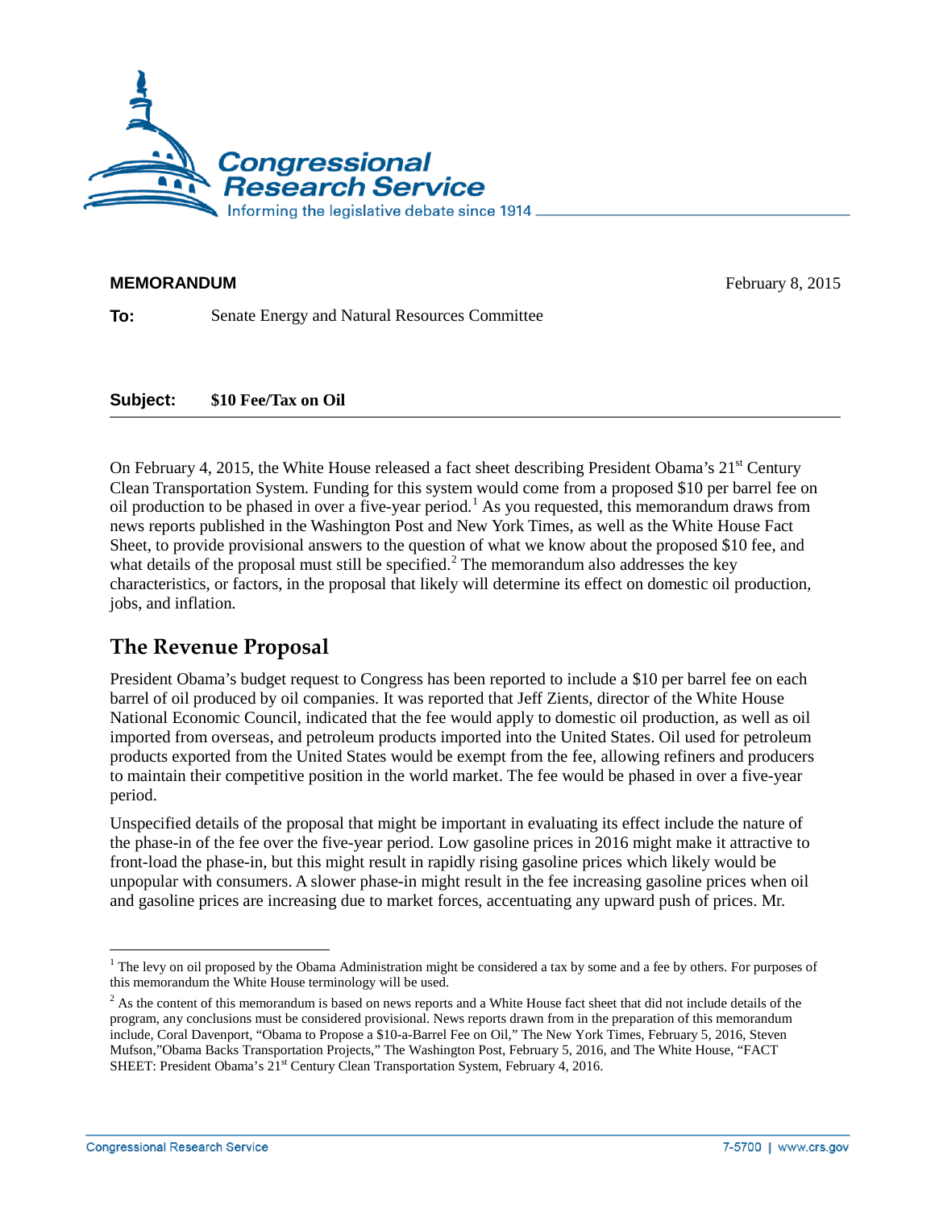Congressional Research Service

Informing the legislative debate since 1914

**MEMORANDUM** February 8, 2015

**To:** Senate Energy and Natural Resources Committee

**Subject:** **$10 Fee/Tax on Oil**

---

On February 4, 2015, the White House released a fact sheet describing President Obama's 21st Century Clean Transportation System. Funding for this system would come from a proposed $10 per barrel fee on oil production to be phased in over a five-year period.[1] As you requested, this memorandum draws from news reports published in the Washington Post and New York Times, as well as the White House Fact Sheet, to provide provisional answers to the question of what we know about the proposed $10 fee, and what details of the proposal must still be specified.[2] The memorandum also addresses the key characteristics, or factors, in the proposal that likely will determine its effect on domestic oil production, jobs, and inflation.

## The Revenue Proposal

President Obama's budget request to Congress has been reported to include a $10 per barrel fee on each barrel of oil produced by oil companies. It was reported that Jeff Zients, director of the White House National Economic Council, indicated that the fee would apply to domestic oil production, as well as oil imported from overseas, and petroleum products imported into the United States. Oil used for petroleum products exported from the United States would be exempt from the fee, allowing refiners and producers to maintain their competitive position in the world market. The fee would be phased in over a five-year period.

Unspecified details of the proposal that might be important in evaluating its effect include the nature of the phase-in of the fee over the five-year period. Low gasoline prices in 2016 might make it attractive to front-load the phase-in, but this might result in rapidly rising gasoline prices which likely would be unpopular with consumers. A slower phase-in might result in the fee increasing gasoline prices when oil and gasoline prices are increasing due to market forces, accentuating any upward push of prices. Mr.

---

[1] The levy on oil proposed by the Obama Administration might be considered a tax by some and a fee by others. For purposes of this memorandum the White House terminology will be used.

[2] As the content of this memorandum is based on news reports and a White House fact sheet that did not include details of the program, any conclusions must be considered provisional. News reports drawn from in the preparation of this memorandum include, Coral Davenport, "Obama to Propose a $10-a-Barrel Fee on Oil," The New York Times, February 5, 2016, Steven Mufson,"Obama Backs Transportation Projects," The Washington Post, February 5, 2016, and The White House, "FACT SHEET: President Obama's 21st Century Clean Transportation System, February 4, 2016.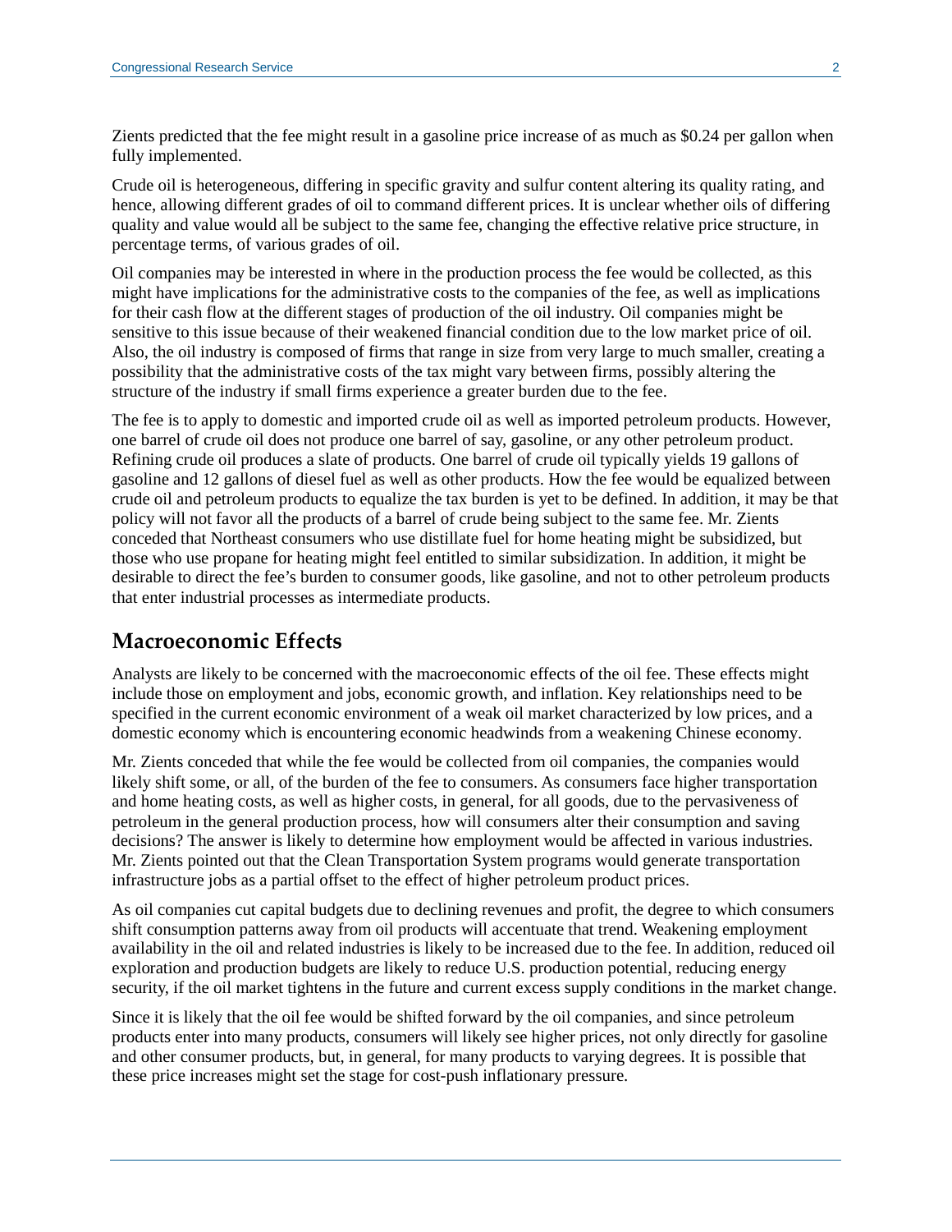Zients predicted that the fee might result in a gasoline price increase of as much as $0.24 per gallon when fully implemented.

Crude oil is heterogeneous, differing in specific gravity and sulfur content altering its quality rating, and hence, allowing different grades of oil to command different prices. It is unclear whether oils of differing quality and value would all be subject to the same fee, changing the effective relative price structure, in percentage terms, of various grades of oil.

Oil companies may be interested in where in the production process the fee would be collected, as this might have implications for the administrative costs to the companies of the fee, as well as implications for their cash flow at the different stages of production of the oil industry. Oil companies might be sensitive to this issue because of their weakened financial condition due to the low market price of oil. Also, the oil industry is composed of firms that range in size from very large to much smaller, creating a possibility that the administrative costs of the tax might vary between firms, possibly altering the structure of the industry if small firms experience a greater burden due to the fee.

The fee is to apply to domestic and imported crude oil as well as imported petroleum products. However, one barrel of crude oil does not produce one barrel of say, gasoline, or any other petroleum product. Refining crude oil produces a slate of products. One barrel of crude oil typically yields 19 gallons of gasoline and 12 gallons of diesel fuel as well as other products. How the fee would be equalized between crude oil and petroleum products to equalize the tax burden is yet to be defined. In addition, it may be that policy will not favor all the products of a barrel of crude being subject to the same fee. Mr. Zients conceded that Northeast consumers who use distillate fuel for home heating might be subsidized, but those who use propane for heating might feel entitled to similar subsidization. In addition, it might be desirable to direct the fee's burden to consumer goods, like gasoline, and not to other petroleum products that enter industrial processes as intermediate products.

## Macroeconomic Effects

Analysts are likely to be concerned with the macroeconomic effects of the oil fee. These effects might include those on employment and jobs, economic growth, and inflation. Key relationships need to be specified in the current economic environment of a weak oil market characterized by low prices, and a domestic economy which is encountering economic headwinds from a weakening Chinese economy.

Mr. Zients conceded that while the fee would be collected from oil companies, the companies would likely shift some, or all, of the burden of the fee to consumers. As consumers face higher transportation and home heating costs, as well as higher costs, in general, for all goods, due to the pervasiveness of petroleum in the general production process, how will consumers alter their consumption and saving decisions? The answer is likely to determine how employment would be affected in various industries. Mr. Zients pointed out that the Clean Transportation System programs would generate transportation infrastructure jobs as a partial offset to the effect of higher petroleum product prices.

As oil companies cut capital budgets due to declining revenues and profit, the degree to which consumers shift consumption patterns away from oil products will accentuate that trend. Weakening employment availability in the oil and related industries is likely to be increased due to the fee. In addition, reduced oil exploration and production budgets are likely to reduce U.S. production potential, reducing energy security, if the oil market tightens in the future and current excess supply conditions in the market change.

Since it is likely that the oil fee would be shifted forward by the oil companies, and since petroleum products enter into many products, consumers will likely see higher prices, not only directly for gasoline and other consumer products, but, in general, for many products to varying degrees. It is possible that these price increases might set the stage for cost-push inflationary pressure.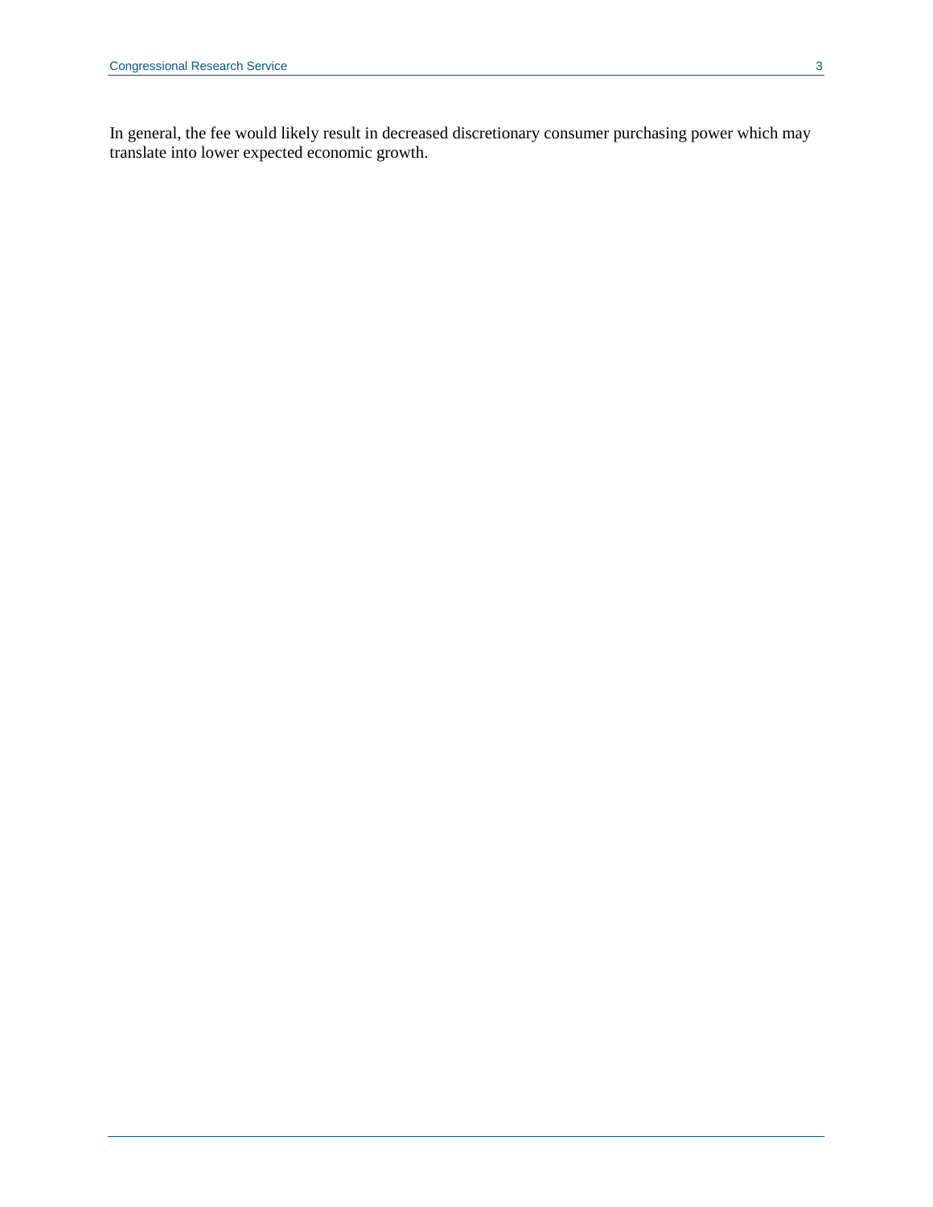In general, the fee would likely result in decreased discretionary consumer purchasing power which may translate into lower expected economic growth.